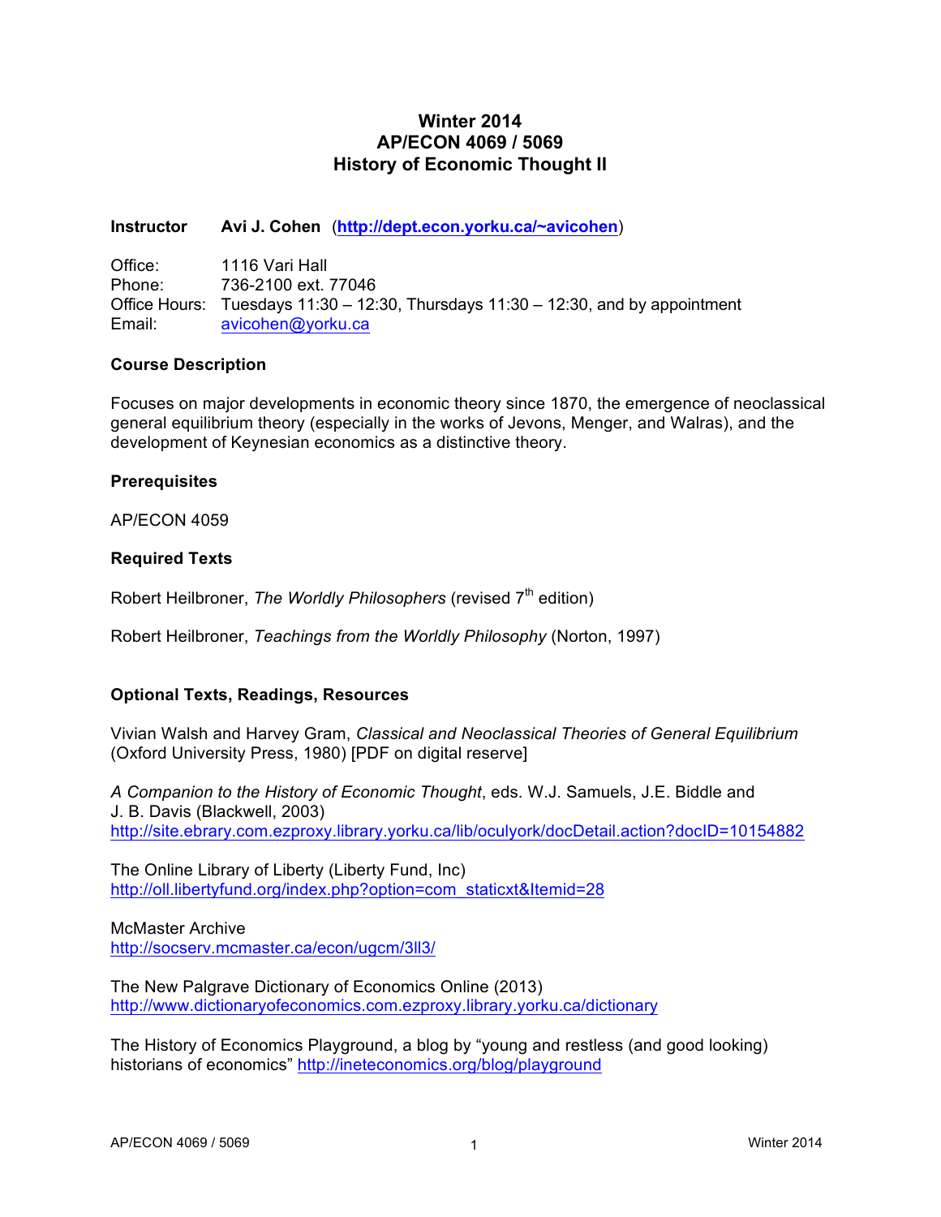# Winter 2014
# AP/ECON 4069 / 5069
# History of Economic Thought II

**Instructor** **Avi J. Cohen** ([http://dept.econ.yorku.ca/~avicohen](http://dept.econ.yorku.ca/~avicohen))

Office: 1116 Vari Hall
Phone: 736-2100 ext. 77046
Office Hours: Tuesdays 11:30 – 12:30, Thursdays 11:30 – 12:30, and by appointment
Email: [avicohen@yorku.ca](mailto:avicohen@yorku.ca)

## Course Description

Focuses on major developments in economic theory since 1870, the emergence of neoclassical general equilibrium theory (especially in the works of Jevons, Menger, and Walras), and the development of Keynesian economics as a distinctive theory.

## Prerequisites

AP/ECON 4059

## Required Texts

Robert Heilbroner, *The Worldly Philosophers* (revised 7th edition)

Robert Heilbroner, *Teachings from the Worldly Philosophy* (Norton, 1997)

## Optional Texts, Readings, Resources

Vivian Walsh and Harvey Gram, *Classical and Neoclassical Theories of General Equilibrium* (Oxford University Press, 1980) [PDF on digital reserve]

*A Companion to the History of Economic Thought*, eds. W.J. Samuels, J.E. Biddle and J. B. Davis (Blackwell, 2003)
http://site.ebrary.com.ezproxy.library.yorku.ca/lib/oculyork/docDetail.action?docID=10154882

The Online Library of Liberty (Liberty Fund, Inc)
http://oll.libertyfund.org/index.php?option=com_staticxt&Itemid=28

McMaster Archive
http://socserv.mcmaster.ca/econ/ugcm/3ll3/

The New Palgrave Dictionary of Economics Online (2013)
http://www.dictionaryofeconomics.com.ezproxy.library.yorku.ca/dictionary

The History of Economics Playground, a blog by "young and restless (and good looking) historians of economics" http://ineteconomics.org/blog/playground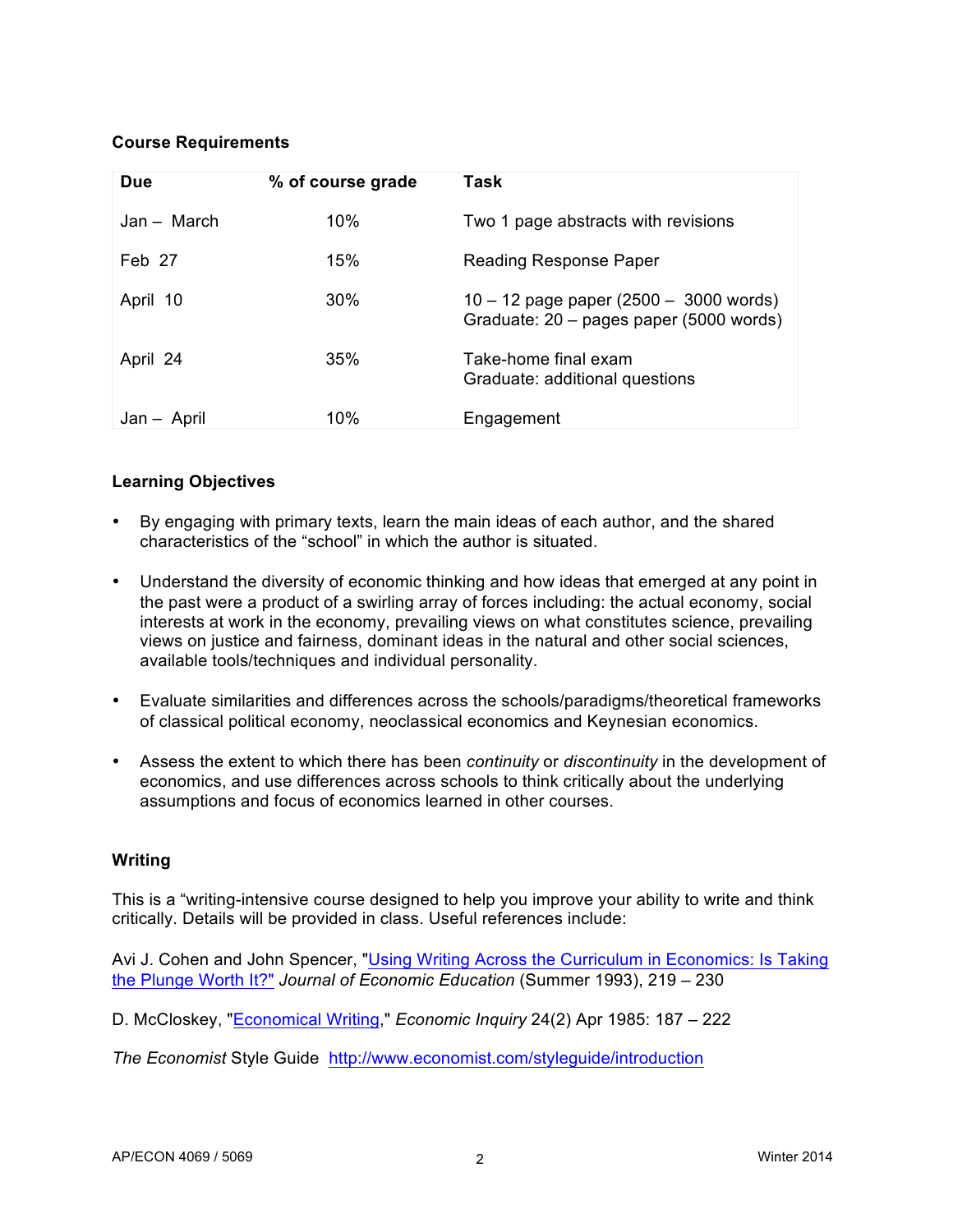**Course Requirements**

| Due | % of course grade | Task |
|---|---|---|
| Jan – March | 10% | Two 1 page abstracts with revisions |
| Feb 27 | 15% | Reading Response Paper |
| April 10 | 30% | 10 – 12 page paper (2500 – 3000 words)<br>Graduate: 20 – pages paper (5000 words) |
| April 24 | 35% | Take-home final exam<br>Graduate: additional questions |
| Jan – April | 10% | Engagement |

**Learning Objectives**

- By engaging with primary texts, learn the main ideas of each author, and the shared characteristics of the "school" in which the author is situated.
- Understand the diversity of economic thinking and how ideas that emerged at any point in the past were a product of a swirling array of forces including: the actual economy, social interests at work in the economy, prevailing views on what constitutes science, prevailing views on justice and fairness, dominant ideas in the natural and other social sciences, available tools/techniques and individual personality.
- Evaluate similarities and differences across the schools/paradigms/theoretical frameworks of classical political economy, neoclassical economics and Keynesian economics.
- Assess the extent to which there has been *continuity* or *discontinuity* in the development of economics, and use differences across schools to think critically about the underlying assumptions and focus of economics learned in other courses.

**Writing**

This is a "writing-intensive course designed to help you improve your ability to write and think critically. Details will be provided in class. Useful references include:

Avi J. Cohen and John Spencer, "Using Writing Across the Curriculum in Economics: Is Taking the Plunge Worth It?" *Journal of Economic Education* (Summer 1993), 219 – 230

D. McCloskey, "Economical Writing," *Economic Inquiry* 24(2) Apr 1985: 187 – 222

*The Economist* Style Guide http://www.economist.com/styleguide/introduction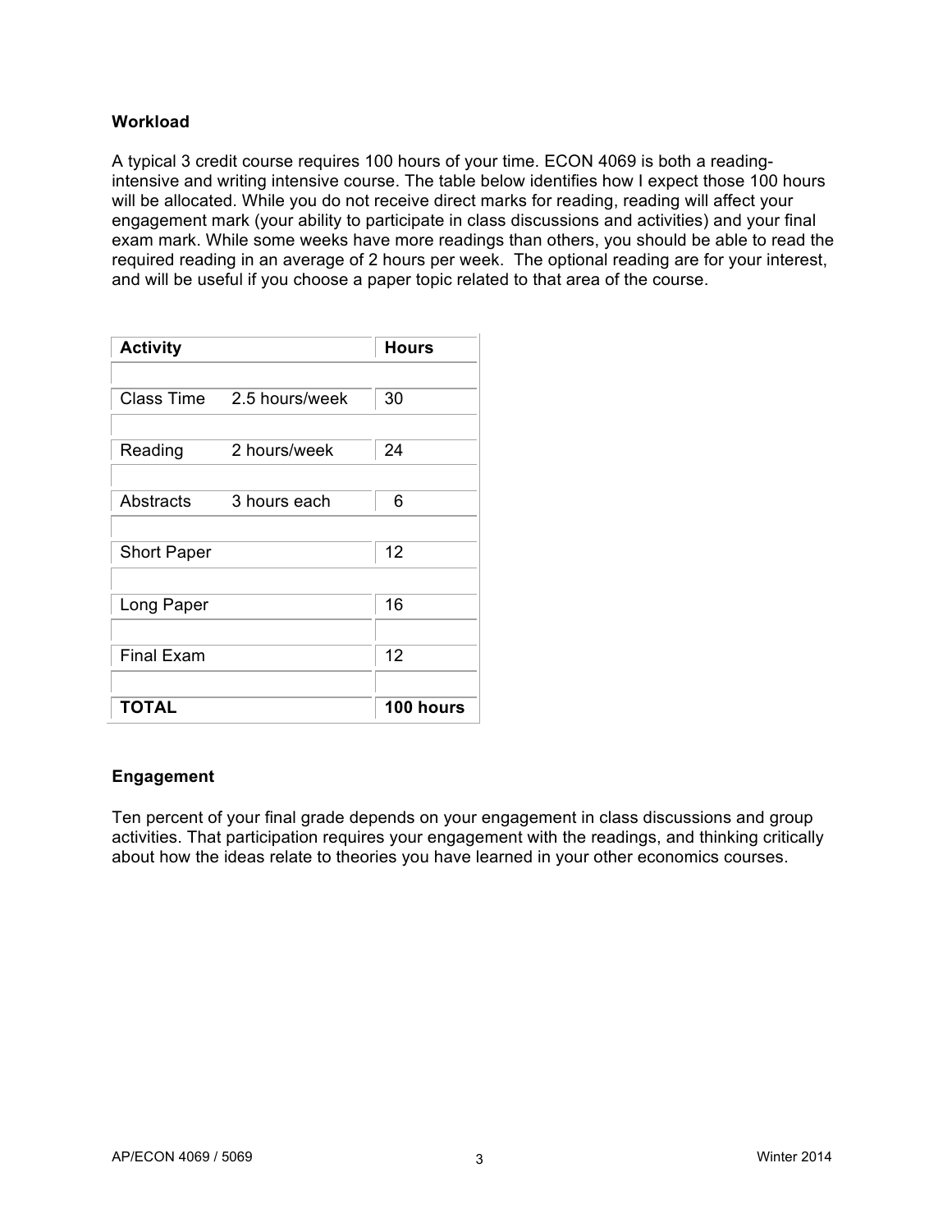**Workload**

A typical 3 credit course requires 100 hours of your time. ECON 4069 is both a reading-intensive and writing intensive course. The table below identifies how I expect those 100 hours will be allocated. While you do not receive direct marks for reading, reading will affect your engagement mark (your ability to participate in class discussions and activities) and your final exam mark. While some weeks have more readings than others, you should be able to read the required reading in an average of 2 hours per week. The optional reading are for your interest, and will be useful if you choose a paper topic related to that area of the course.

| **Activity** | | **Hours** |
|---|---|---|
| Class Time | 2.5 hours/week | 30 |
| Reading | 2 hours/week | 24 |
| Abstracts | 3 hours each | 6 |
| Short Paper | | 12 |
| Long Paper | | 16 |
| Final Exam | | 12 |
| **TOTAL** | | **100 hours** |

**Engagement**

Ten percent of your final grade depends on your engagement in class discussions and group activities. That participation requires your engagement with the readings, and thinking critically about how the ideas relate to theories you have learned in your other economics courses.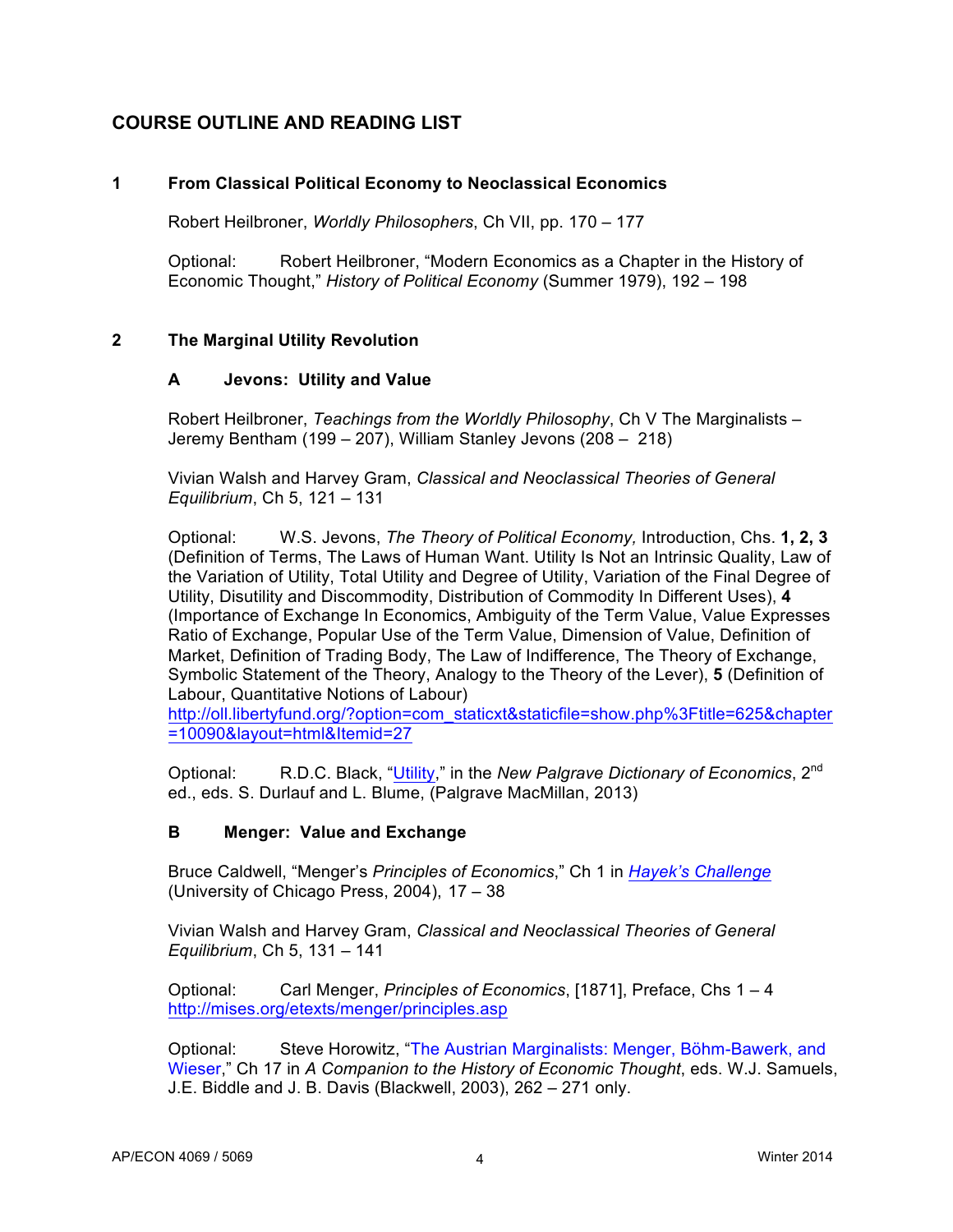# COURSE OUTLINE AND READING LIST

## 1 From Classical Political Economy to Neoclassical Economics

Robert Heilbroner, *Worldly Philosophers*, Ch VII, pp. 170 – 177

Optional: Robert Heilbroner, "Modern Economics as a Chapter in the History of Economic Thought," *History of Political Economy* (Summer 1979), 192 – 198

## 2 The Marginal Utility Revolution

### A Jevons: Utility and Value

Robert Heilbroner, *Teachings from the Worldly Philosophy*, Ch V The Marginalists – Jeremy Bentham (199 – 207), William Stanley Jevons (208 – 218)

Vivian Walsh and Harvey Gram, *Classical and Neoclassical Theories of General Equilibrium*, Ch 5, 121 – 131

Optional: W.S. Jevons, *The Theory of Political Economy,* Introduction, Chs. **1, 2, 3** (Definition of Terms, The Laws of Human Want. Utility Is Not an Intrinsic Quality, Law of the Variation of Utility, Total Utility and Degree of Utility, Variation of the Final Degree of Utility, Disutility and Discommodity, Distribution of Commodity In Different Uses), **4** (Importance of Exchange In Economics, Ambiguity of the Term Value, Value Expresses Ratio of Exchange, Popular Use of the Term Value, Dimension of Value, Definition of Market, Definition of Trading Body, The Law of Indifference, The Theory of Exchange, Symbolic Statement of the Theory, Analogy to the Theory of the Lever), **5** (Definition of Labour, Quantitative Notions of Labour)
http://oll.libertyfund.org/?option=com_staticxt&staticfile=show.php%3Ftitle=625&chapter=10090&layout=html&Itemid=27

Optional: R.D.C. Black, "Utility," in the *New Palgrave Dictionary of Economics*, 2nd ed., eds. S. Durlauf and L. Blume, (Palgrave MacMillan, 2013)

### B Menger: Value and Exchange

Bruce Caldwell, "Menger's *Principles of Economics*," Ch 1 in *Hayek's Challenge* (University of Chicago Press, 2004), 17 – 38

Vivian Walsh and Harvey Gram, *Classical and Neoclassical Theories of General Equilibrium*, Ch 5, 131 – 141

Optional: Carl Menger, *Principles of Economics*, [1871], Preface, Chs 1 – 4
http://mises.org/etexts/menger/principles.asp

Optional: Steve Horowitz, "The Austrian Marginalists: Menger, Böhm-Bawerk, and Wieser," Ch 17 in *A Companion to the History of Economic Thought*, eds. W.J. Samuels, J.E. Biddle and J. B. Davis (Blackwell, 2003), 262 – 271 only.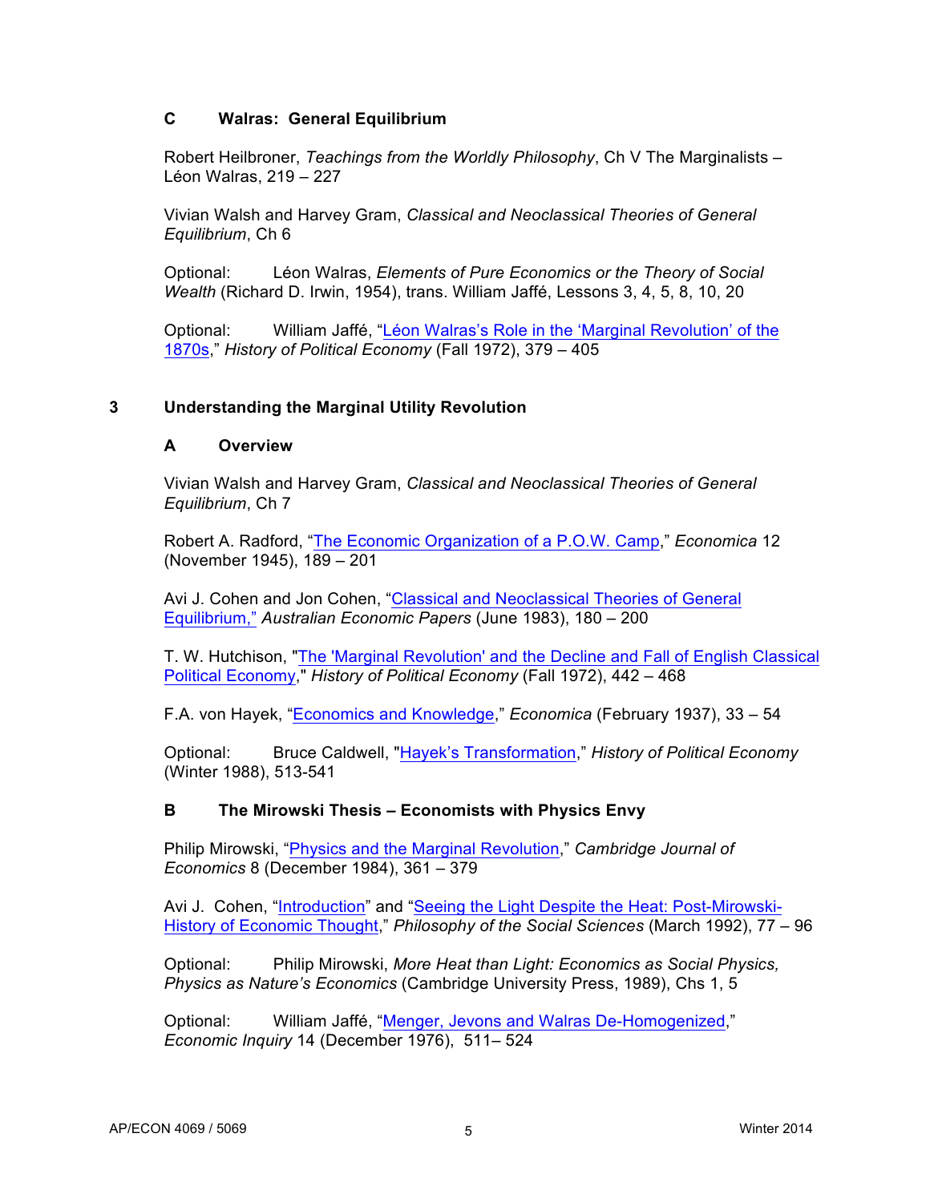### C Walras: General Equilibrium

Robert Heilbroner, *Teachings from the Worldly Philosophy*, Ch V The Marginalists – Léon Walras, 219 – 227

Vivian Walsh and Harvey Gram, *Classical and Neoclassical Theories of General Equilibrium*, Ch 6

Optional: Léon Walras, *Elements of Pure Economics or the Theory of Social Wealth* (Richard D. Irwin, 1954), trans. William Jaffé, Lessons 3, 4, 5, 8, 10, 20

Optional: William Jaffé, "Léon Walras's Role in the 'Marginal Revolution' of the 1870s," *History of Political Economy* (Fall 1972), 379 – 405

## 3 Understanding the Marginal Utility Revolution

### A Overview

Vivian Walsh and Harvey Gram, *Classical and Neoclassical Theories of General Equilibrium*, Ch 7

Robert A. Radford, "The Economic Organization of a P.O.W. Camp," *Economica* 12 (November 1945), 189 – 201

Avi J. Cohen and Jon Cohen, "Classical and Neoclassical Theories of General Equilibrium," *Australian Economic Papers* (June 1983), 180 – 200

T. W. Hutchison, "The 'Marginal Revolution' and the Decline and Fall of English Classical Political Economy," *History of Political Economy* (Fall 1972), 442 – 468

F.A. von Hayek, "Economics and Knowledge," *Economica* (February 1937), 33 – 54

Optional: Bruce Caldwell, "Hayek's Transformation," *History of Political Economy* (Winter 1988), 513-541

### B The Mirowski Thesis – Economists with Physics Envy

Philip Mirowski, "Physics and the Marginal Revolution," *Cambridge Journal of Economics* 8 (December 1984), 361 – 379

Avi J. Cohen, "Introduction" and "Seeing the Light Despite the Heat: Post-Mirowski-History of Economic Thought," *Philosophy of the Social Sciences* (March 1992), 77 – 96

Optional: Philip Mirowski, *More Heat than Light: Economics as Social Physics, Physics as Nature's Economics* (Cambridge University Press, 1989), Chs 1, 5

Optional: William Jaffé, "Menger, Jevons and Walras De-Homogenized," *Economic Inquiry* 14 (December 1976), 511– 524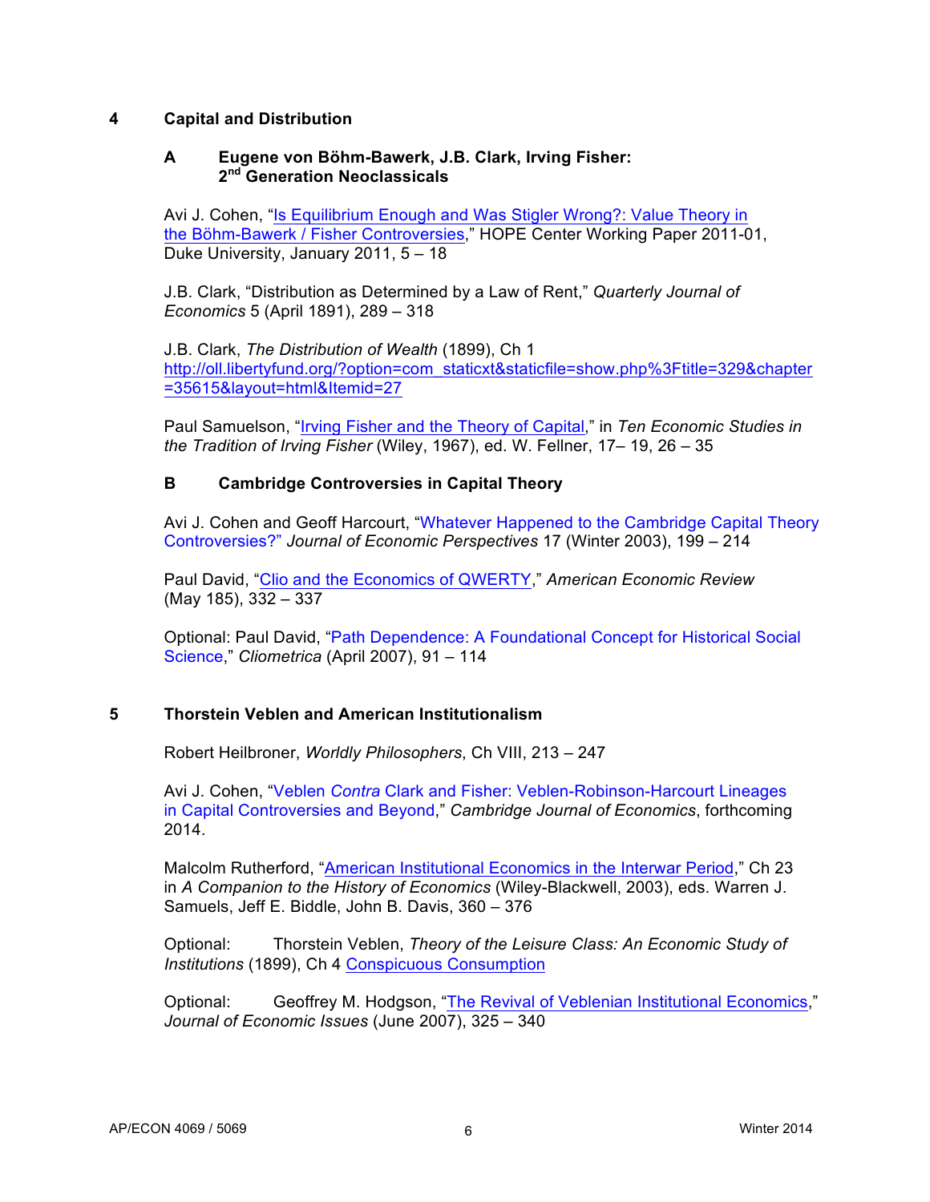## 4 Capital and Distribution

### A Eugene von Böhm-Bawerk, J.B. Clark, Irving Fisher: 2nd Generation Neoclassicals

Avi J. Cohen, "Is Equilibrium Enough and Was Stigler Wrong?: Value Theory in the Böhm-Bawerk / Fisher Controversies," HOPE Center Working Paper 2011-01, Duke University, January 2011, 5 – 18

J.B. Clark, "Distribution as Determined by a Law of Rent," *Quarterly Journal of Economics* 5 (April 1891), 289 – 318

J.B. Clark, *The Distribution of Wealth* (1899), Ch 1 http://oll.libertyfund.org/?option=com_staticxt&staticfile=show.php%3Ftitle=329&chapter=35615&layout=html&Itemid=27

Paul Samuelson, "Irving Fisher and the Theory of Capital," in *Ten Economic Studies in the Tradition of Irving Fisher* (Wiley, 1967), ed. W. Fellner, 17– 19, 26 – 35

### B Cambridge Controversies in Capital Theory

Avi J. Cohen and Geoff Harcourt, "Whatever Happened to the Cambridge Capital Theory Controversies?" *Journal of Economic Perspectives* 17 (Winter 2003), 199 – 214

Paul David, "Clio and the Economics of QWERTY," *American Economic Review* (May 185), 332 – 337

Optional: Paul David, "Path Dependence: A Foundational Concept for Historical Social Science," *Cliometrica* (April 2007), 91 – 114

## 5 Thorstein Veblen and American Institutionalism

Robert Heilbroner, *Worldly Philosophers*, Ch VIII, 213 – 247

Avi J. Cohen, "Veblen *Contra* Clark and Fisher: Veblen-Robinson-Harcourt Lineages in Capital Controversies and Beyond," *Cambridge Journal of Economics*, forthcoming 2014.

Malcolm Rutherford, "American Institutional Economics in the Interwar Period," Ch 23 in *A Companion to the History of Economics* (Wiley-Blackwell, 2003), eds. Warren J. Samuels, Jeff E. Biddle, John B. Davis, 360 – 376

Optional: Thorstein Veblen, *Theory of the Leisure Class: An Economic Study of Institutions* (1899), Ch 4 Conspicuous Consumption

Optional: Geoffrey M. Hodgson, "The Revival of Veblenian Institutional Economics," *Journal of Economic Issues* (June 2007), 325 – 340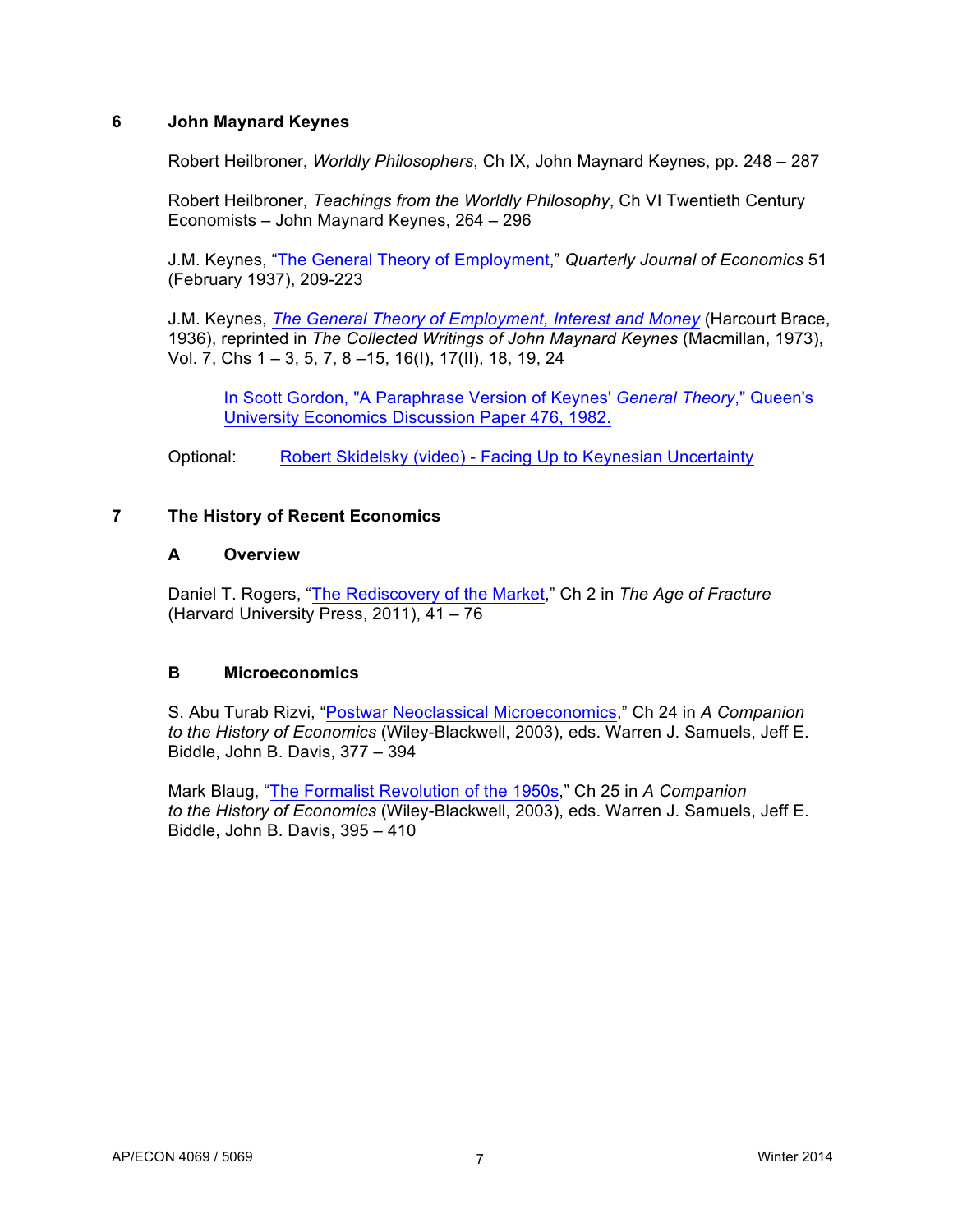## 6 John Maynard Keynes

Robert Heilbroner, *Worldly Philosophers*, Ch IX, John Maynard Keynes, pp. 248 – 287

Robert Heilbroner, *Teachings from the Worldly Philosophy*, Ch VI Twentieth Century Economists – John Maynard Keynes, 264 – 296

J.M. Keynes, "The General Theory of Employment," *Quarterly Journal of Economics* 51 (February 1937), 209-223

J.M. Keynes, *The General Theory of Employment, Interest and Money* (Harcourt Brace, 1936), reprinted in *The Collected Writings of John Maynard Keynes* (Macmillan, 1973), Vol. 7, Chs 1 – 3, 5, 7, 8 –15, 16(I), 17(II), 18, 19, 24

> In Scott Gordon, "A Paraphrase Version of Keynes' *General Theory*," Queen's University Economics Discussion Paper 476, 1982.

Optional: Robert Skidelsky (video) - Facing Up to Keynesian Uncertainty

## 7 The History of Recent Economics

### A Overview

Daniel T. Rogers, "The Rediscovery of the Market," Ch 2 in *The Age of Fracture* (Harvard University Press, 2011), 41 – 76

### B Microeconomics

S. Abu Turab Rizvi, "Postwar Neoclassical Microeconomics," Ch 24 in *A Companion to the History of Economics* (Wiley-Blackwell, 2003), eds. Warren J. Samuels, Jeff E. Biddle, John B. Davis, 377 – 394

Mark Blaug, "The Formalist Revolution of the 1950s," Ch 25 in *A Companion to the History of Economics* (Wiley-Blackwell, 2003), eds. Warren J. Samuels, Jeff E. Biddle, John B. Davis, 395 – 410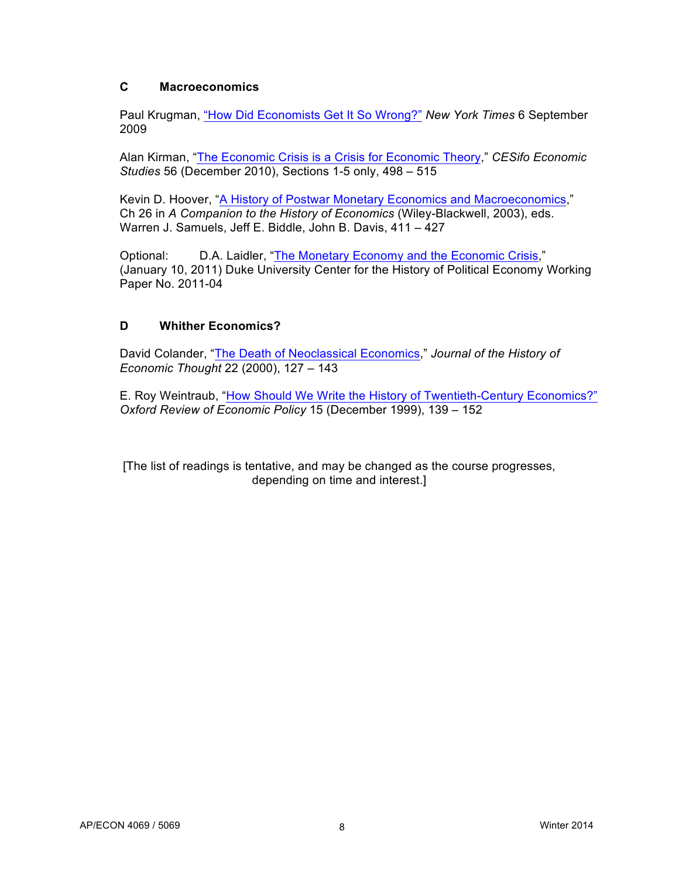## C Macroeconomics

Paul Krugman, "How Did Economists Get It So Wrong?" *New York Times* 6 September 2009

Alan Kirman, "The Economic Crisis is a Crisis for Economic Theory," *CESifo Economic Studies* 56 (December 2010), Sections 1-5 only, 498 – 515

Kevin D. Hoover, "A History of Postwar Monetary Economics and Macroeconomics," Ch 26 in *A Companion to the History of Economics* (Wiley-Blackwell, 2003), eds. Warren J. Samuels, Jeff E. Biddle, John B. Davis, 411 – 427

Optional: D.A. Laidler, "The Monetary Economy and the Economic Crisis," (January 10, 2011) Duke University Center for the History of Political Economy Working Paper No. 2011-04

## D Whither Economics?

David Colander, "The Death of Neoclassical Economics," *Journal of the History of Economic Thought* 22 (2000), 127 – 143

E. Roy Weintraub, "How Should We Write the History of Twentieth-Century Economics?" *Oxford Review of Economic Policy* 15 (December 1999), 139 – 152

[The list of readings is tentative, and may be changed as the course progresses, depending on time and interest.]